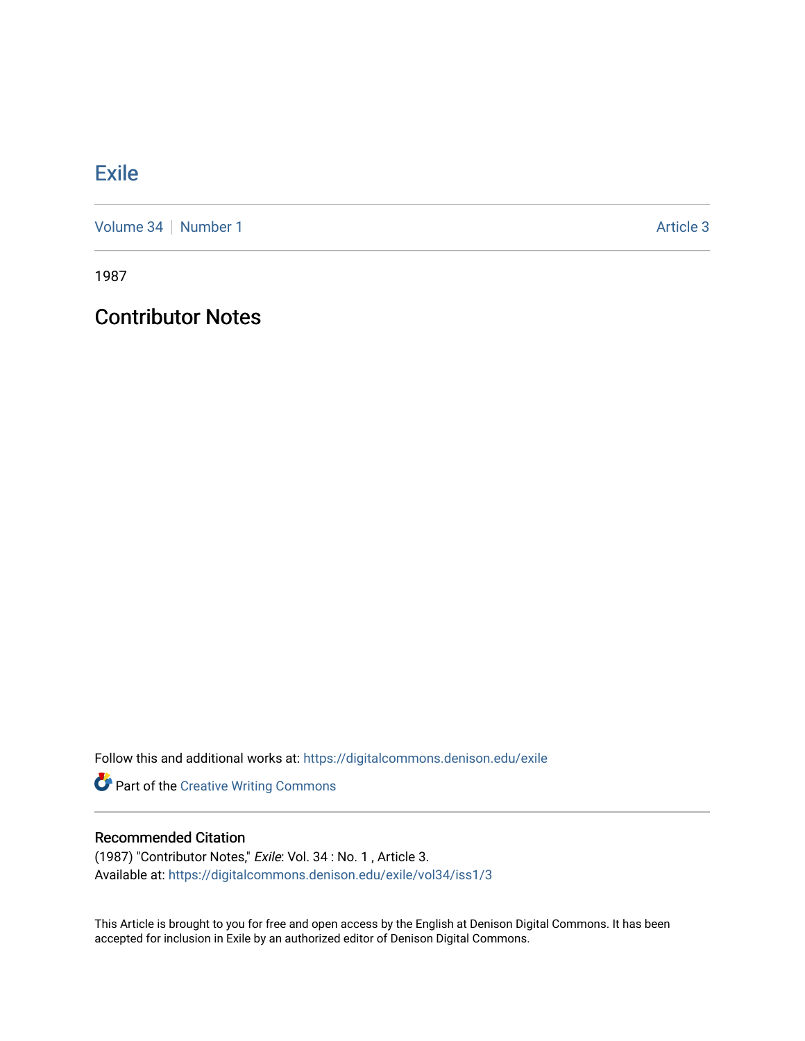# Exile

Volume 34 | Number 1 Article 3

1987

## Contributor Notes

Follow this and additional works at: https://digitalcommons.denison.edu/exile

Part of the Creative Writing Commons

### Recommended Citation

(1987) "Contributor Notes," *Exile*: Vol. 34 : No. 1 , Article 3.
Available at: https://digitalcommons.denison.edu/exile/vol34/iss1/3

This Article is brought to you for free and open access by the English at Denison Digital Commons. It has been accepted for inclusion in Exile by an authorized editor of Denison Digital Commons.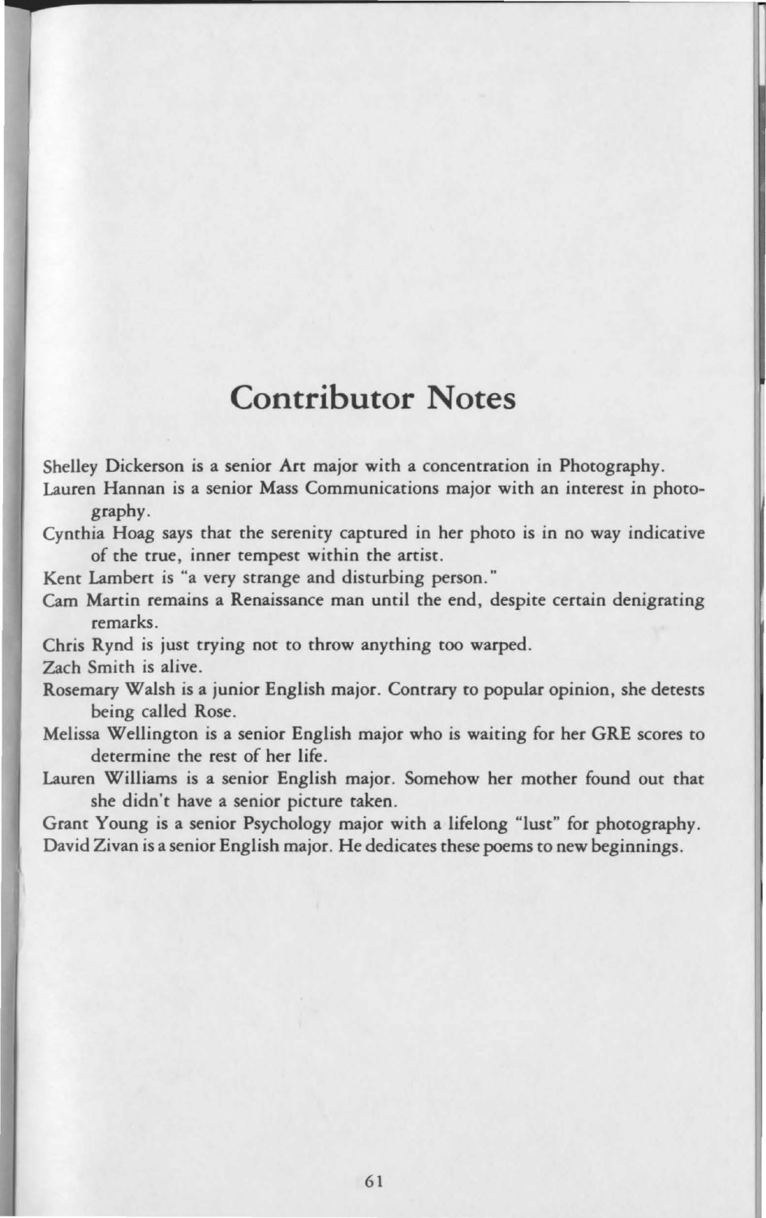# Contributor Notes

Shelley Dickerson is a senior Art major with a concentration in Photography.

Lauren Hannan is a senior Mass Communications major with an interest in photography.

Cynthia Hoag says that the serenity captured in her photo is in no way indicative of the true, inner tempest within the artist.

Kent Lambert is "a very strange and disturbing person."

Cam Martin remains a Renaissance man until the end, despite certain denigrating remarks.

Chris Rynd is just trying not to throw anything too warped.

Zach Smith is alive.

Rosemary Walsh is a junior English major. Contrary to popular opinion, she detests being called Rose.

Melissa Wellington is a senior English major who is waiting for her GRE scores to determine the rest of her life.

Lauren Williams is a senior English major. Somehow her mother found out that she didn't have a senior picture taken.

Grant Young is a senior Psychology major with a lifelong "lust" for photography.

David Zivan is a senior English major. He dedicates these poems to new beginnings.